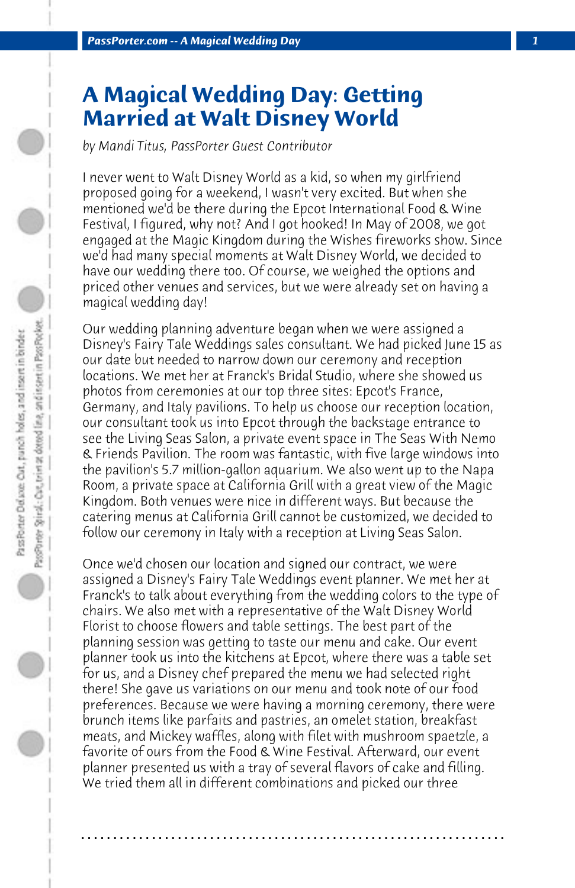# A Magical Wedding Day: Getting Married at Walt Disney World

*by Mandi Titus, PassPorter Guest Contributor*

I never went to Walt Disney World as a kid, so when my girlfriend proposed going for a weekend, I wasn't very excited. But when she mentioned we'd be there during the Epcot International Food & Wine Festival, I figured, why not? And I got hooked! In May of 2008, we got engaged at the Magic Kingdom during the Wishes fireworks show. Since we'd had many special moments at Walt Disney World, we decided to have our wedding there too. Of course, we weighed the options and priced other venues and services, but we were already set on having a magical wedding day!

Our wedding planning adventure began when we were assigned a Disney's Fairy Tale Weddings sales consultant. We had picked June 15 as our date but needed to narrow down our ceremony and reception locations. We met her at Franck's Bridal Studio, where she showed us photos from ceremonies at our top three sites: Epcot's France, Germany, and Italy pavilions. To help us choose our reception location, our consultant took us into Epcot through the backstage entrance to see the Living Seas Salon, a private event space in The Seas With Nemo & Friends Pavilion. The room was fantastic, with five large windows into the pavilion's 5.7 million-gallon aquarium. We also went up to the Napa Room, a private space at California Grill with a great view of the Magic Kingdom. Both venues were nice in different ways. But because the catering menus at California Grill cannot be customized, we decided to follow our ceremony in Italy with a reception at Living Seas Salon.

Once we'd chosen our location and signed our contract, we were assigned a Disney's Fairy Tale Weddings event planner. We met her at Franck's to talk about everything from the wedding colors to the type of chairs. We also met with a representative of the Walt Disney World Florist to choose flowers and table settings. The best part of the planning session was getting to taste our menu and cake. Our event planner took us into the kitchens at Epcot, where there was a table set for us, and a Disney chef prepared the menu we had selected right there! She gave us variations on our menu and took note of our food preferences. Because we were having a morning ceremony, there were brunch items like parfaits and pastries, an omelet station, breakfast meats, and Mickey waffles, along with filet with mushroom spaetzle, a favorite of ours from the Food & Wine Festival. Afterward, our event planner presented us with a tray of several flavors of cake and filling. We tried them all in different combinations and picked our three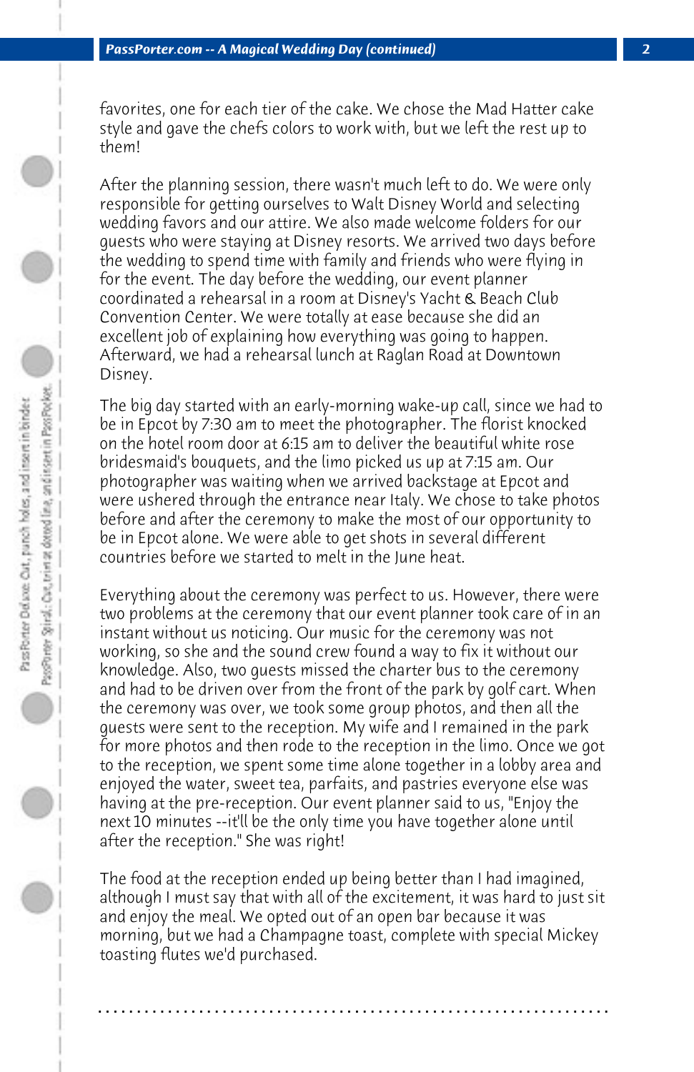favorites, one for each tier of the cake. We chose the Mad Hatter cake style and gave the chefs colors to work with, but we left the rest up to them!

After the planning session, there wasn't much left to do. We were only responsible for getting ourselves to Walt Disney World and selecting wedding favors and our attire. We also made welcome folders for our guests who were staying at Disney resorts. We arrived two days before the wedding to spend time with family and friends who were flying in for the event. The day before the wedding, our event planner coordinated a rehearsal in a room at Disney's Yacht & Beach Club Convention Center. We were totally at ease because she did an excellent job of explaining how everything was going to happen. Afterward, we had a rehearsal lunch at Raglan Road at Downtown Disney.

The big day started with an early-morning wake-up call, since we had to be in Epcot by 7:30 am to meet the photographer. The florist knocked on the hotel room door at 6:15 am to deliver the beautiful white rose bridesmaid's bouquets, and the limo picked us up at 7:15 am. Our photographer was waiting when we arrived backstage at Epcot and were ushered through the entrance near Italy. We chose to take photos before and after the ceremony to make the most of our opportunity to be in Epcot alone. We were able to get shots in several different countries before we started to melt in the June heat.

Everything about the ceremony was perfect to us. However, there were two problems at the ceremony that our event planner took care of in an instant without us noticing. Our music for the ceremony was not working, so she and the sound crew found a way to fix it without our knowledge. Also, two guests missed the charter bus to the ceremony and had to be driven over from the front of the park by golf cart. When the ceremony was over, we took some group photos, and then all the guests were sent to the reception. My wife and I remained in the park for more photos and then rode to the reception in the limo. Once we got to the reception, we spent some time alone together in a lobby area and enjoyed the water, sweet tea, parfaits, and pastries everyone else was having at the pre-reception. Our event planner said to us, "Enjoy the next 10 minutes --it'll be the only time you have together alone until after the reception." She was right!

The food at the reception ended up being better than I had imagined, although I must say that with all of the excitement, it was hard to just sit and enjoy the meal. We opted out of an open bar because it was morning, but we had a Champagne toast, complete with special Mickey toasting flutes we'd purchased.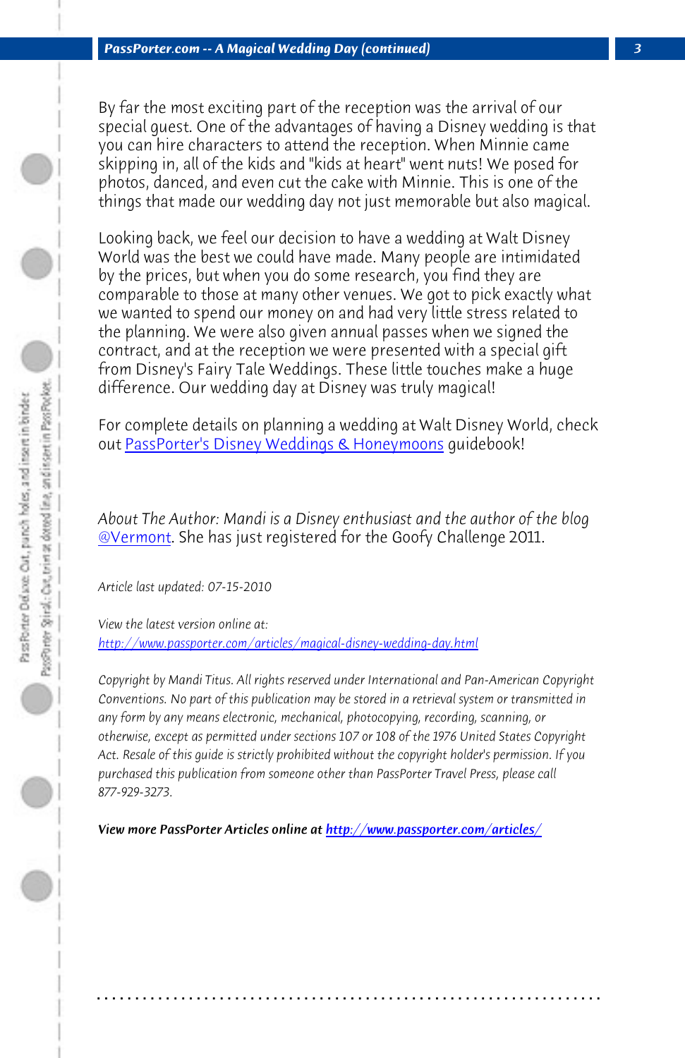By far the most exciting part of the reception was the arrival of our special guest. One of the advantages of having a Disney wedding is that you can hire characters to attend the reception. When Minnie came skipping in, all of the kids and "kids at heart" went nuts! We posed for photos, danced, and even cut the cake with Minnie. This is one of the things that made our wedding day not just memorable but also magical.

Looking back, we feel our decision to have a wedding at Walt Disney World was the best we could have made. Many people are intimidated by the prices, but when you do some research, you find they are comparable to those at many other venues. We got to pick exactly what we wanted to spend our money on and had very little stress related to the planning. We were also given annual passes when we signed the contract, and at the reception we were presented with a special gift from Disney's Fairy Tale Weddings. These little touches make a huge difference. Our wedding day at Disney was truly magical!

For complete details on planning a wedding at Walt Disney World, check out PassPorter's Disney Weddings & Honeymoons guidebook!

*About The Author: Mandi is a Disney enthusiast and the author of the blog* @Vermont. She has just registered for the Goofy Challenge 2011.

*Article last updated: 07-15-2010*

*View the latest version online at:*
*http://www.passporter.com/articles/magical-disney-wedding-day.html*

*Copyright by Mandi Titus. All rights reserved under International and Pan-American Copyright Conventions. No part of this publication may be stored in a retrieval system or transmitted in any form by any means electronic, mechanical, photocopying, recording, scanning, or otherwise, except as permitted under sections 107 or 108 of the 1976 United States Copyright Act. Resale of this guide is strictly prohibited without the copyright holder's permission. If you purchased this publication from someone other than PassPorter Travel Press, please call 877-929-3273.*

***View more PassPorter Articles online at http://www.passporter.com/articles/***